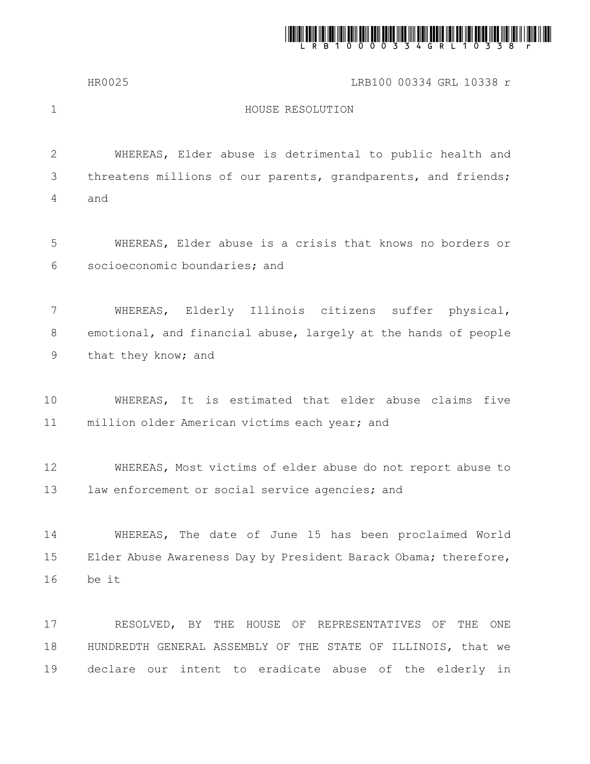# HOUSE RESOLUTION

WHEREAS, Elder abuse is detrimental to public health and threatens millions of our parents, grandparents, and friends; and

WHEREAS, Elder abuse is a crisis that knows no borders or socioeconomic boundaries; and

WHEREAS, Elderly Illinois citizens suffer physical, emotional, and financial abuse, largely at the hands of people that they know; and

WHEREAS, It is estimated that elder abuse claims five million older American victims each year; and

WHEREAS, Most victims of elder abuse do not report abuse to law enforcement or social service agencies; and

WHEREAS, The date of June 15 has been proclaimed World Elder Abuse Awareness Day by President Barack Obama; therefore, be it

RESOLVED, BY THE HOUSE OF REPRESENTATIVES OF THE ONE HUNDREDTH GENERAL ASSEMBLY OF THE STATE OF ILLINOIS, that we declare our intent to eradicate abuse of the elderly in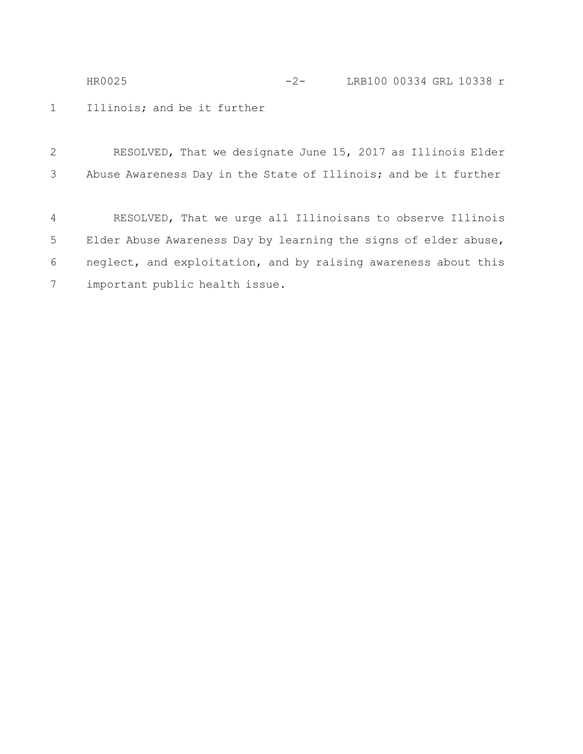Illinois; and be it further

RESOLVED, That we designate June 15, 2017 as Illinois Elder Abuse Awareness Day in the State of Illinois; and be it further

RESOLVED, That we urge all Illinoisans to observe Illinois Elder Abuse Awareness Day by learning the signs of elder abuse, neglect, and exploitation, and by raising awareness about this important public health issue.